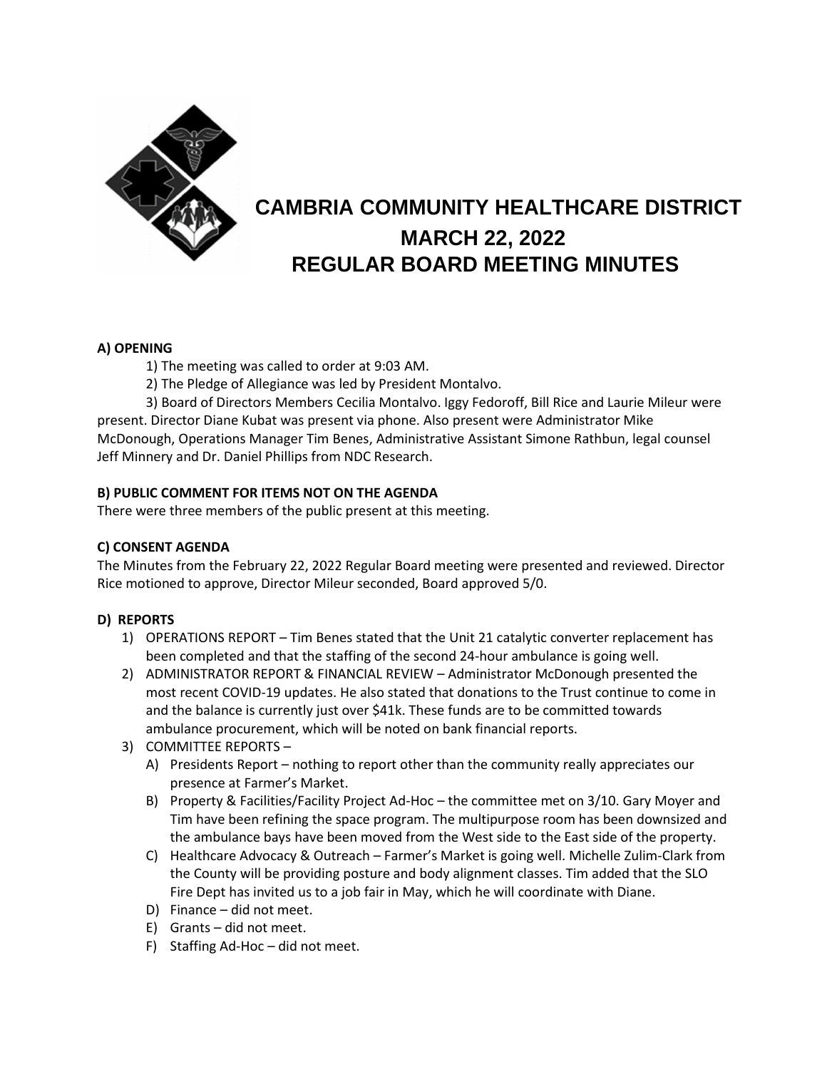# CAMBRIA COMMUNITY HEALTHCARE DISTRICT
## MARCH 22, 2022
## REGULAR BOARD MEETING MINUTES

**A) OPENING**

1) The meeting was called to order at 9:03 AM.

2) The Pledge of Allegiance was led by President Montalvo.

3) Board of Directors Members Cecilia Montalvo. Iggy Fedoroff, Bill Rice and Laurie Mileur were present. Director Diane Kubat was present via phone. Also present were Administrator Mike McDonough, Operations Manager Tim Benes, Administrative Assistant Simone Rathbun, legal counsel Jeff Minnery and Dr. Daniel Phillips from NDC Research.

**B) PUBLIC COMMENT FOR ITEMS NOT ON THE AGENDA**

There were three members of the public present at this meeting.

**C) CONSENT AGENDA**

The Minutes from the February 22, 2022 Regular Board meeting were presented and reviewed. Director Rice motioned to approve, Director Mileur seconded, Board approved 5/0.

**D) REPORTS**

1) OPERATIONS REPORT – Tim Benes stated that the Unit 21 catalytic converter replacement has been completed and that the staffing of the second 24-hour ambulance is going well.
2) ADMINISTRATOR REPORT & FINANCIAL REVIEW – Administrator McDonough presented the most recent COVID-19 updates. He also stated that donations to the Trust continue to come in and the balance is currently just over $41k. These funds are to be committed towards ambulance procurement, which will be noted on bank financial reports.
3) COMMITTEE REPORTS –
   A) Presidents Report – nothing to report other than the community really appreciates our presence at Farmer's Market.
   B) Property & Facilities/Facility Project Ad-Hoc – the committee met on 3/10. Gary Moyer and Tim have been refining the space program. The multipurpose room has been downsized and the ambulance bays have been moved from the West side to the East side of the property.
   C) Healthcare Advocacy & Outreach – Farmer's Market is going well. Michelle Zulim-Clark from the County will be providing posture and body alignment classes. Tim added that the SLO Fire Dept has invited us to a job fair in May, which he will coordinate with Diane.
   D) Finance – did not meet.
   E) Grants – did not meet.
   F) Staffing Ad-Hoc – did not meet.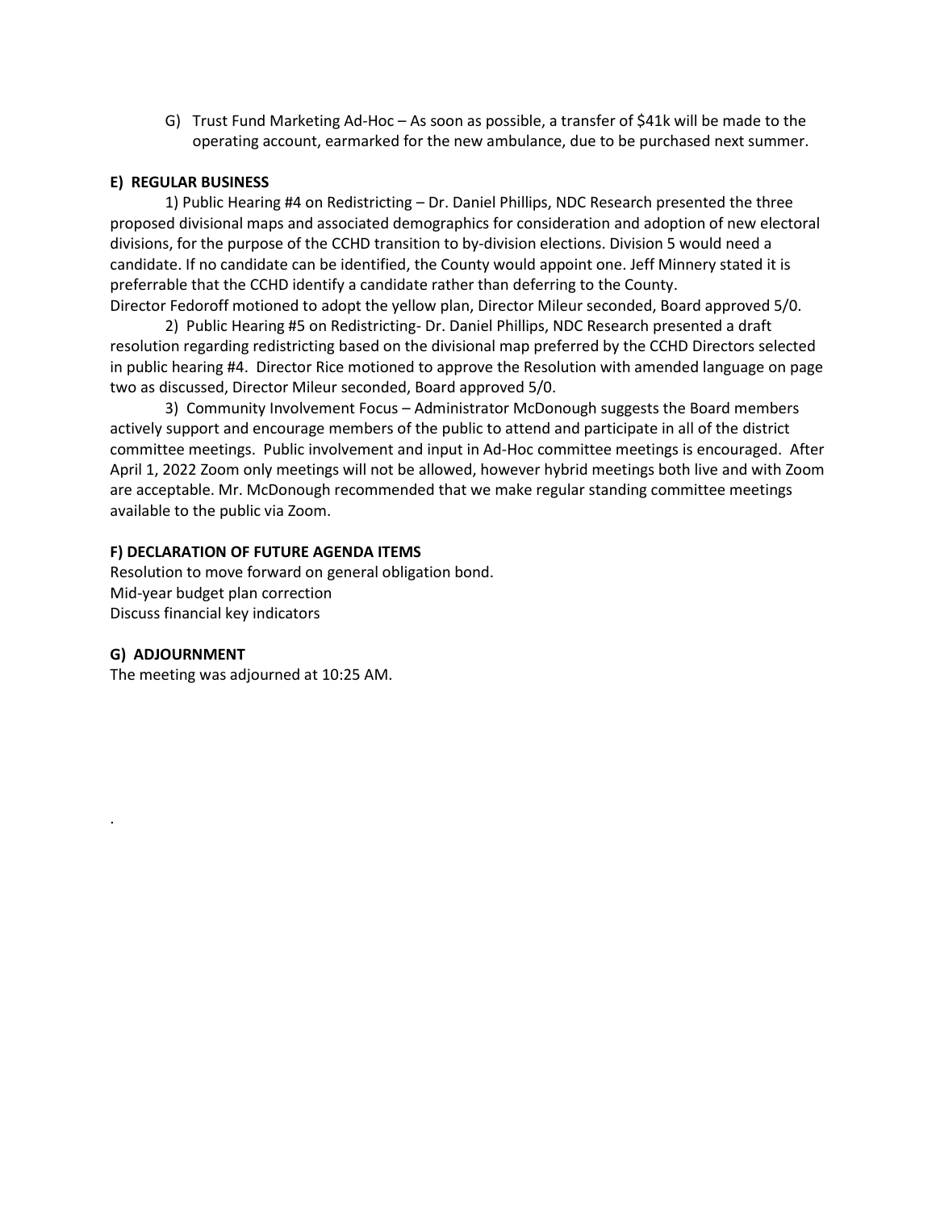G) Trust Fund Marketing Ad-Hoc – As soon as possible, a transfer of $41k will be made to the operating account, earmarked for the new ambulance, due to be purchased next summer.

**E) REGULAR BUSINESS**

1) Public Hearing #4 on Redistricting – Dr. Daniel Phillips, NDC Research presented the three proposed divisional maps and associated demographics for consideration and adoption of new electoral divisions, for the purpose of the CCHD transition to by-division elections. Division 5 would need a candidate. If no candidate can be identified, the County would appoint one. Jeff Minnery stated it is preferrable that the CCHD identify a candidate rather than deferring to the County.
Director Fedoroff motioned to adopt the yellow plan, Director Mileur seconded, Board approved 5/0.

2) Public Hearing #5 on Redistricting- Dr. Daniel Phillips, NDC Research presented a draft resolution regarding redistricting based on the divisional map preferred by the CCHD Directors selected in public hearing #4. Director Rice motioned to approve the Resolution with amended language on page two as discussed, Director Mileur seconded, Board approved 5/0.

3) Community Involvement Focus – Administrator McDonough suggests the Board members actively support and encourage members of the public to attend and participate in all of the district committee meetings. Public involvement and input in Ad-Hoc committee meetings is encouraged. After April 1, 2022 Zoom only meetings will not be allowed, however hybrid meetings both live and with Zoom are acceptable. Mr. McDonough recommended that we make regular standing committee meetings available to the public via Zoom.

**F) DECLARATION OF FUTURE AGENDA ITEMS**

Resolution to move forward on general obligation bond.
Mid-year budget plan correction
Discuss financial key indicators

**G) ADJOURNMENT**

The meeting was adjourned at 10:25 AM.

.